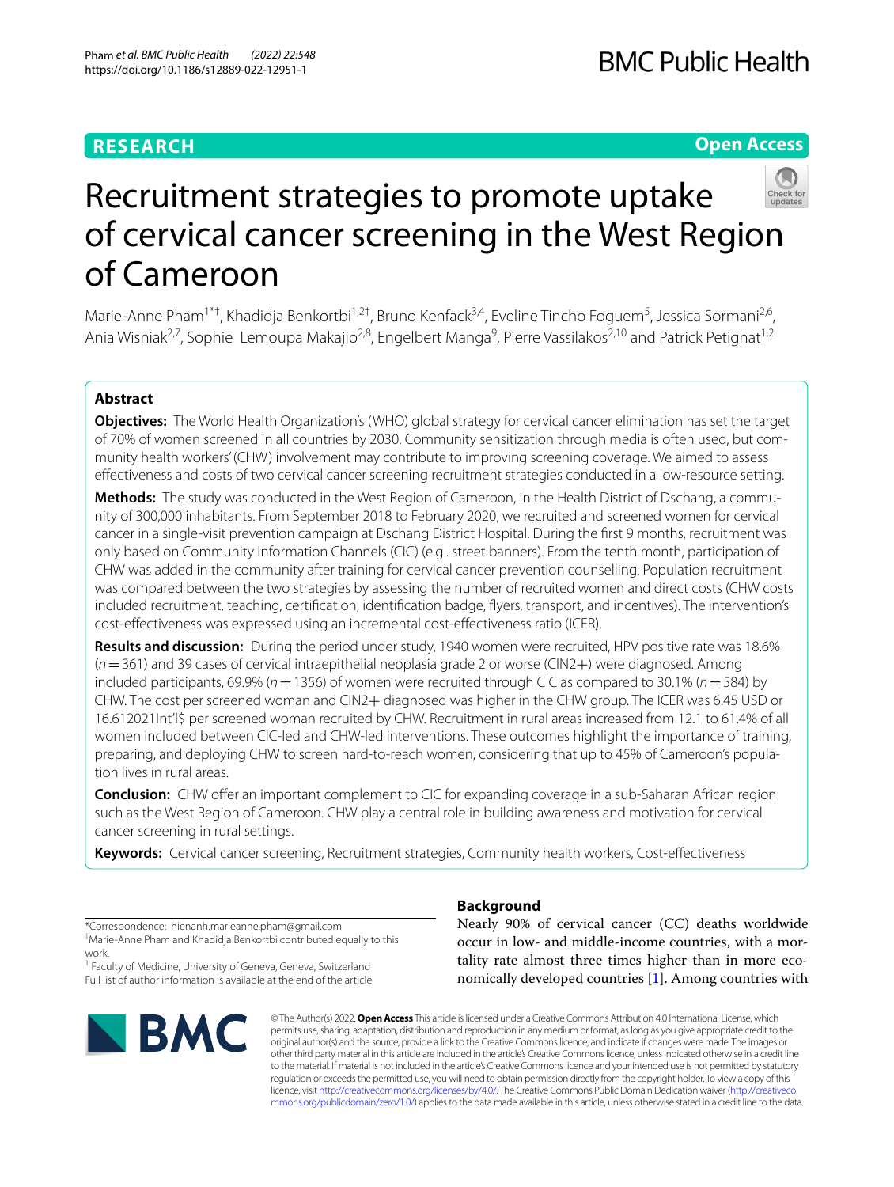**RESEARCH** **Open Access**

# Recruitment strategies to promote uptake of cervical cancer screening in the West Region of Cameroon

Marie-Anne Pham[1*†], Khadidja Benkortbi[1,2†], Bruno Kenfack[3,4], Eveline Tincho Foguem[5], Jessica Sormani[2,6], Ania Wisniak[2,7], Sophie Lemoupa Makajio[2,8], Engelbert Manga[9], Pierre Vassilakos[2,10] and Patrick Petignat[1,2]

## Abstract

**Objectives:** The World Health Organization's (WHO) global strategy for cervical cancer elimination has set the target of 70% of women screened in all countries by 2030. Community sensitization through media is often used, but community health workers' (CHW) involvement may contribute to improving screening coverage. We aimed to assess effectiveness and costs of two cervical cancer screening recruitment strategies conducted in a low-resource setting.

**Methods:** The study was conducted in the West Region of Cameroon, in the Health District of Dschang, a community of 300,000 inhabitants. From September 2018 to February 2020, we recruited and screened women for cervical cancer in a single-visit prevention campaign at Dschang District Hospital. During the first 9 months, recruitment was only based on Community Information Channels (CIC) (e.g.. street banners). From the tenth month, participation of CHW was added in the community after training for cervical cancer prevention counselling. Population recruitment was compared between the two strategies by assessing the number of recruited women and direct costs (CHW costs included recruitment, teaching, certification, identification badge, flyers, transport, and incentives). The intervention's cost-effectiveness was expressed using an incremental cost-effectiveness ratio (ICER).

**Results and discussion:** During the period under study, 1940 women were recruited, HPV positive rate was 18.6% ($n = 361$) and 39 cases of cervical intraepithelial neoplasia grade 2 or worse (CIN2+) were diagnosed. Among included participants, 69.9% ($n = 1356$) of women were recruited through CIC as compared to 30.1% ($n = 584$) by CHW. The cost per screened woman and CIN2+ diagnosed was higher in the CHW group. The ICER was 6.45 USD or 16.612021Int'l$ per screened woman recruited by CHW. Recruitment in rural areas increased from 12.1 to 61.4% of all women included between CIC-led and CHW-led interventions. These outcomes highlight the importance of training, preparing, and deploying CHW to screen hard-to-reach women, considering that up to 45% of Cameroon's population lives in rural areas.

**Conclusion:** CHW offer an important complement to CIC for expanding coverage in a sub-Saharan African region such as the West Region of Cameroon. CHW play a central role in building awareness and motivation for cervical cancer screening in rural settings.

**Keywords:** Cervical cancer screening, Recruitment strategies, Community health workers, Cost-effectiveness

*Correspondence: hienanh.marieanne.pham@gmail.com
†Marie-Anne Pham and Khadidja Benkortbi contributed equally to this work.
[1] Faculty of Medicine, University of Geneva, Geneva, Switzerland
Full list of author information is available at the end of the article

## Background

Nearly 90% of cervical cancer (CC) deaths worldwide occur in low- and middle-income countries, with a mortality rate almost three times higher than in more economically developed countries [1]. Among countries with

© The Author(s) 2022. **Open Access** This article is licensed under a Creative Commons Attribution 4.0 International License, which permits use, sharing, adaptation, distribution and reproduction in any medium or format, as long as you give appropriate credit to the original author(s) and the source, provide a link to the Creative Commons licence, and indicate if changes were made. The images or other third party material in this article are included in the article's Creative Commons licence, unless indicated otherwise in a credit line to the material. If material is not included in the article's Creative Commons licence and your intended use is not permitted by statutory regulation or exceeds the permitted use, you will need to obtain permission directly from the copyright holder. To view a copy of this licence, visit http://creativecommons.org/licenses/by/4.0/. The Creative Commons Public Domain Dedication waiver (http://creativecommons.org/publicdomain/zero/1.0/) applies to the data made available in this article, unless otherwise stated in a credit line to the data.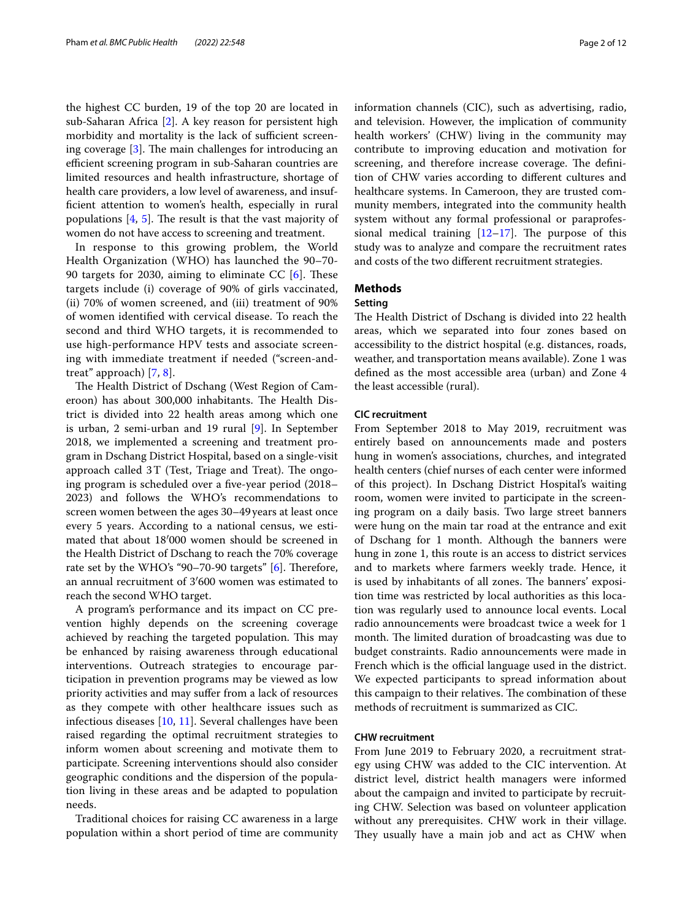the highest CC burden, 19 of the top 20 are located in sub-Saharan Africa [2]. A key reason for persistent high morbidity and mortality is the lack of sufficient screening coverage [3]. The main challenges for introducing an efficient screening program in sub-Saharan countries are limited resources and health infrastructure, shortage of health care providers, a low level of awareness, and insufficient attention to women's health, especially in rural populations [4, 5]. The result is that the vast majority of women do not have access to screening and treatment.

In response to this growing problem, the World Health Organization (WHO) has launched the 90–70-90 targets for 2030, aiming to eliminate CC [6]. These targets include (i) coverage of 90% of girls vaccinated, (ii) 70% of women screened, and (iii) treatment of 90% of women identified with cervical disease. To reach the second and third WHO targets, it is recommended to use high-performance HPV tests and associate screening with immediate treatment if needed ("screen-and-treat" approach) [7, 8].

The Health District of Dschang (West Region of Cameroon) has about 300,000 inhabitants. The Health District is divided into 22 health areas among which one is urban, 2 semi-urban and 19 rural [9]. In September 2018, we implemented a screening and treatment program in Dschang District Hospital, based on a single-visit approach called 3T (Test, Triage and Treat). The ongoing program is scheduled over a five-year period (2018–2023) and follows the WHO's recommendations to screen women between the ages 30–49 years at least once every 5 years. According to a national census, we estimated that about 18′000 women should be screened in the Health District of Dschang to reach the 70% coverage rate set by the WHO's "90–70-90 targets" [6]. Therefore, an annual recruitment of 3′600 women was estimated to reach the second WHO target.

A program's performance and its impact on CC prevention highly depends on the screening coverage achieved by reaching the targeted population. This may be enhanced by raising awareness through educational interventions. Outreach strategies to encourage participation in prevention programs may be viewed as low priority activities and may suffer from a lack of resources as they compete with other healthcare issues such as infectious diseases [10, 11]. Several challenges have been raised regarding the optimal recruitment strategies to inform women about screening and motivate them to participate. Screening interventions should also consider geographic conditions and the dispersion of the population living in these areas and be adapted to population needs.

Traditional choices for raising CC awareness in a large population within a short period of time are community information channels (CIC), such as advertising, radio, and television. However, the implication of community health workers' (CHW) living in the community may contribute to improving education and motivation for screening, and therefore increase coverage. The definition of CHW varies according to different cultures and healthcare systems. In Cameroon, they are trusted community members, integrated into the community health system without any formal professional or paraprofessional medical training [12–17]. The purpose of this study was to analyze and compare the recruitment rates and costs of the two different recruitment strategies.

## Methods

### Setting

The Health District of Dschang is divided into 22 health areas, which we separated into four zones based on accessibility to the district hospital (e.g. distances, roads, weather, and transportation means available). Zone 1 was defined as the most accessible area (urban) and Zone 4 the least accessible (rural).

### CIC recruitment

From September 2018 to May 2019, recruitment was entirely based on announcements made and posters hung in women's associations, churches, and integrated health centers (chief nurses of each center were informed of this project). In Dschang District Hospital's waiting room, women were invited to participate in the screening program on a daily basis. Two large street banners were hung on the main tar road at the entrance and exit of Dschang for 1 month. Although the banners were hung in zone 1, this route is an access to district services and to markets where farmers weekly trade. Hence, it is used by inhabitants of all zones. The banners' exposition time was restricted by local authorities as this location was regularly used to announce local events. Local radio announcements were broadcast twice a week for 1 month. The limited duration of broadcasting was due to budget constraints. Radio announcements were made in French which is the official language used in the district. We expected participants to spread information about this campaign to their relatives. The combination of these methods of recruitment is summarized as CIC.

### CHW recruitment

From June 2019 to February 2020, a recruitment strategy using CHW was added to the CIC intervention. At district level, district health managers were informed about the campaign and invited to participate by recruiting CHW. Selection was based on volunteer application without any prerequisites. CHW work in their village. They usually have a main job and act as CHW when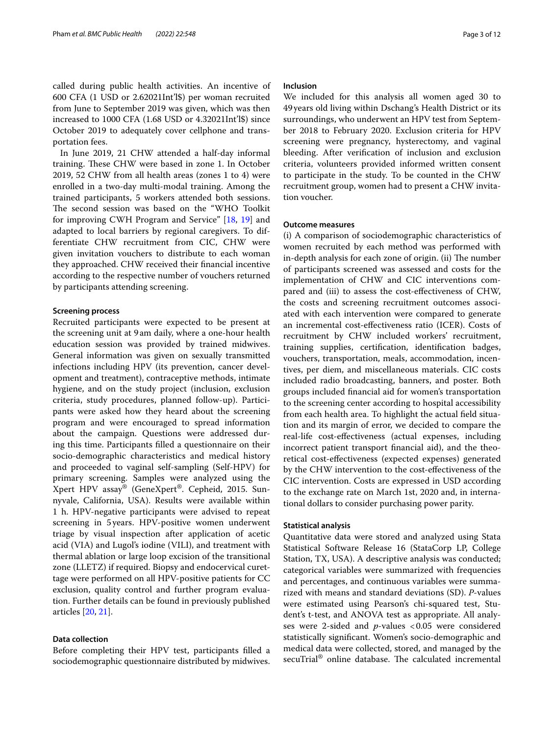called during public health activities. An incentive of 600 CFA (1 USD or 2.62021Int'l$) per woman recruited from June to September 2019 was given, which was then increased to 1000 CFA (1.68 USD or 4.32021Int'l$) since October 2019 to adequately cover cellphone and transportation fees.

In June 2019, 21 CHW attended a half-day informal training. These CHW were based in zone 1. In October 2019, 52 CHW from all health areas (zones 1 to 4) were enrolled in a two-day multi-modal training. Among the trained participants, 5 workers attended both sessions. The second session was based on the "WHO Toolkit for improving CWH Program and Service" [18, 19] and adapted to local barriers by regional caregivers. To differentiate CHW recruitment from CIC, CHW were given invitation vouchers to distribute to each woman they approached. CHW received their financial incentive according to the respective number of vouchers returned by participants attending screening.

### Screening process

Recruited participants were expected to be present at the screening unit at 9 am daily, where a one-hour health education session was provided by trained midwives. General information was given on sexually transmitted infections including HPV (its prevention, cancer development and treatment), contraceptive methods, intimate hygiene, and on the study project (inclusion, exclusion criteria, study procedures, planned follow-up). Participants were asked how they heard about the screening program and were encouraged to spread information about the campaign. Questions were addressed during this time. Participants filled a questionnaire on their socio-demographic characteristics and medical history and proceeded to vaginal self-sampling (Self-HPV) for primary screening. Samples were analyzed using the Xpert HPV assay® (GeneXpert®. Cepheid, 2015. Sunnyvale, California, USA). Results were available within 1 h. HPV-negative participants were advised to repeat screening in 5 years. HPV-positive women underwent triage by visual inspection after application of acetic acid (VIA) and Lugol's iodine (VILI), and treatment with thermal ablation or large loop excision of the transitional zone (LLETZ) if required. Biopsy and endocervical curettage were performed on all HPV-positive patients for CC exclusion, quality control and further program evaluation. Further details can be found in previously published articles [20, 21].

### Data collection

Before completing their HPV test, participants filled a sociodemographic questionnaire distributed by midwives.

### Inclusion

We included for this analysis all women aged 30 to 49 years old living within Dschang's Health District or its surroundings, who underwent an HPV test from September 2018 to February 2020. Exclusion criteria for HPV screening were pregnancy, hysterectomy, and vaginal bleeding. After verification of inclusion and exclusion criteria, volunteers provided informed written consent to participate in the study. To be counted in the CHW recruitment group, women had to present a CHW invitation voucher.

### Outcome measures

(i) A comparison of sociodemographic characteristics of women recruited by each method was performed with in-depth analysis for each zone of origin. (ii) The number of participants screened was assessed and costs for the implementation of CHW and CIC interventions compared and (iii) to assess the cost-effectiveness of CHW, the costs and screening recruitment outcomes associated with each intervention were compared to generate an incremental cost-effectiveness ratio (ICER). Costs of recruitment by CHW included workers' recruitment, training supplies, certification, identification badges, vouchers, transportation, meals, accommodation, incentives, per diem, and miscellaneous materials. CIC costs included radio broadcasting, banners, and poster. Both groups included financial aid for women's transportation to the screening center according to hospital accessibility from each health area. To highlight the actual field situation and its margin of error, we decided to compare the real-life cost-effectiveness (actual expenses, including incorrect patient transport financial aid), and the theoretical cost-effectiveness (expected expenses) generated by the CHW intervention to the cost-effectiveness of the CIC intervention. Costs are expressed in USD according to the exchange rate on March 1st, 2020 and, in international dollars to consider purchasing power parity.

### Statistical analysis

Quantitative data were stored and analyzed using Stata Statistical Software Release 16 (StataCorp LP, College Station, TX, USA). A descriptive analysis was conducted; categorical variables were summarized with frequencies and percentages, and continuous variables were summarized with means and standard deviations (SD). *P*-values were estimated using Pearson's chi-squared test, Student's t-test, and ANOVA test as appropriate. All analyses were 2-sided and $p$-values $< 0.05$ were considered statistically significant. Women's socio-demographic and medical data were collected, stored, and managed by the secuTrial® online database. The calculated incremental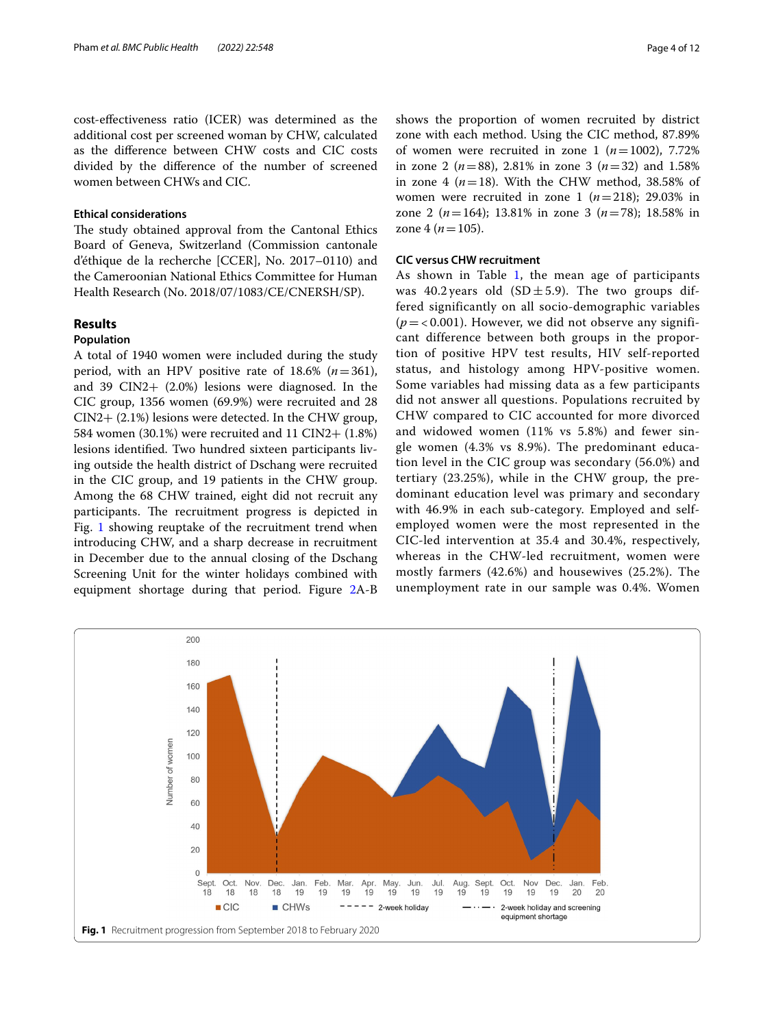cost-effectiveness ratio (ICER) was determined as the additional cost per screened woman by CHW, calculated as the difference between CHW costs and CIC costs divided by the difference of the number of screened women between CHWs and CIC.

### Ethical considerations

The study obtained approval from the Cantonal Ethics Board of Geneva, Switzerland (Commission cantonale d'éthique de la recherche [CCER], No. 2017–0110) and the Cameroonian National Ethics Committee for Human Health Research (No. 2018/07/1083/CE/CNERSH/SP).

## Results

### Population

A total of 1940 women were included during the study period, with an HPV positive rate of 18.6% ($n = 361$), and 39 CIN2+ (2.0%) lesions were diagnosed. In the CIC group, 1356 women (69.9%) were recruited and 28 CIN2+ (2.1%) lesions were detected. In the CHW group, 584 women (30.1%) were recruited and 11 CIN2+ (1.8%) lesions identified. Two hundred sixteen participants living outside the health district of Dschang were recruited in the CIC group, and 19 patients in the CHW group. Among the 68 CHW trained, eight did not recruit any participants. The recruitment progress is depicted in Fig. 1 showing reuptake of the recruitment trend when introducing CHW, and a sharp decrease in recruitment in December due to the annual closing of the Dschang Screening Unit for the winter holidays combined with equipment shortage during that period. Figure 2A-B shows the proportion of women recruited by district zone with each method. Using the CIC method, 87.89% of women were recruited in zone 1 ($n = 1002$), 7.72% in zone 2 ($n = 88$), 2.81% in zone 3 ($n = 32$) and 1.58% in zone 4 ($n = 18$). With the CHW method, 38.58% of women were recruited in zone 1 ($n = 218$); 29.03% in zone 2 ($n = 164$); 13.81% in zone 3 ($n = 78$); 18.58% in zone 4 ($n = 105$).

### CIC versus CHW recruitment

As shown in Table 1, the mean age of participants was 40.2 years old (SD ± 5.9). The two groups differed significantly on all socio-demographic variables ($p = < 0.001$). However, we did not observe any significant difference between both groups in the proportion of positive HPV test results, HIV self-reported status, and histology among HPV-positive women. Some variables had missing data as a few participants did not answer all questions. Populations recruited by CHW compared to CIC accounted for more divorced and widowed women (11% vs 5.8%) and fewer single women (4.3% vs 8.9%). The predominant education level in the CIC group was secondary (56.0%) and tertiary (23.25%), while in the CHW group, the predominant education level was primary and secondary with 46.9% in each sub-category. Employed and self-employed women were the most represented in the CIC-led intervention at 35.4 and 30.4%, respectively, whereas in the CHW-led recruitment, women were mostly farmers (42.6%) and housewives (25.2%). The unemployment rate in our sample was 0.4%. Women

**Fig. 1** Recruitment progression from September 2018 to February 2020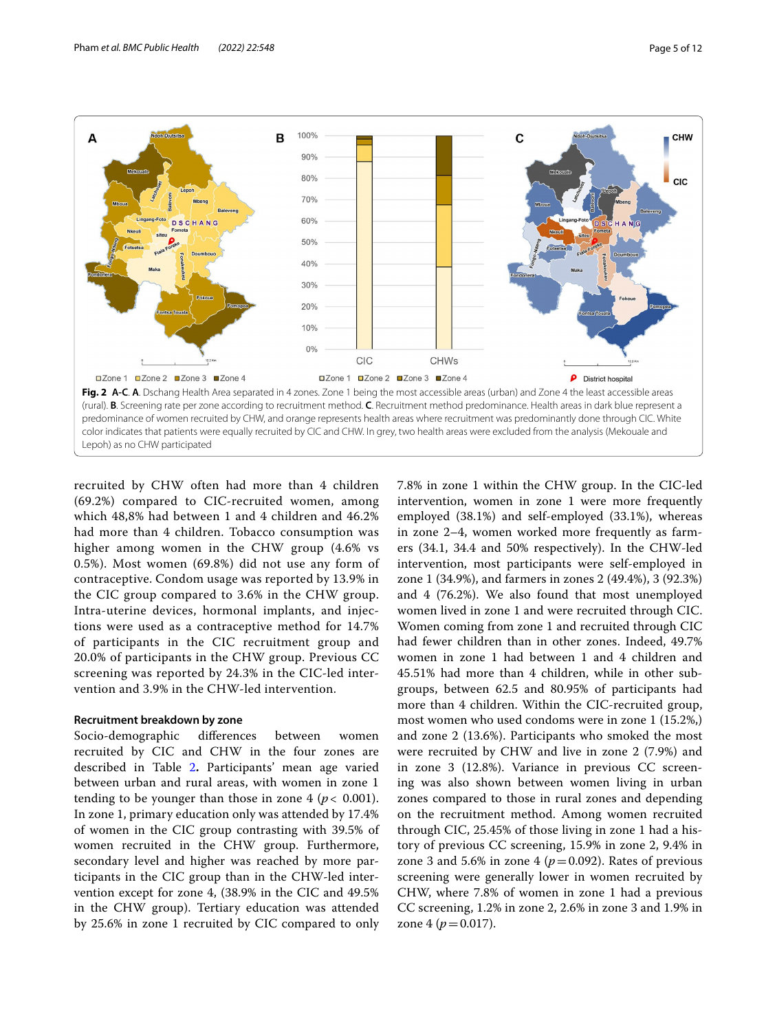**Fig. 2** **A-C**. **A**. Dschang Health Area separated in 4 zones. Zone 1 being the most accessible areas (urban) and Zone 4 the least accessible areas (rural). **B**. Screening rate per zone according to recruitment method. **C**. Recruitment method predominance. Health areas in dark blue represent a predominance of women recruited by CHW, and orange represents health areas where recruitment was predominantly done through CIC. White color indicates that patients were equally recruited by CIC and CHW. In grey, two health areas were excluded from the analysis (Mekouale and Lepoh) as no CHW participated

recruited by CHW often had more than 4 children (69.2%) compared to CIC-recruited women, among which 48,8% had between 1 and 4 children and 46.2% had more than 4 children. Tobacco consumption was higher among women in the CHW group (4.6% vs 0.5%). Most women (69.8%) did not use any form of contraceptive. Condom usage was reported by 13.9% in the CIC group compared to 3.6% in the CHW group. Intra-uterine devices, hormonal implants, and injections were used as a contraceptive method for 14.7% of participants in the CIC recruitment group and 20.0% of participants in the CHW group. Previous CC screening was reported by 24.3% in the CIC-led intervention and 3.9% in the CHW-led intervention.

### Recruitment breakdown by zone

Socio-demographic differences between women recruited by CIC and CHW in the four zones are described in Table 2. Participants' mean age varied between urban and rural areas, with women in zone 1 tending to be younger than those in zone 4 ($p < 0.001$). In zone 1, primary education only was attended by 17.4% of women in the CIC group contrasting with 39.5% of women recruited in the CHW group. Furthermore, secondary level and higher was reached by more participants in the CIC group than in the CHW-led intervention except for zone 4, (38.9% in the CIC and 49.5% in the CHW group). Tertiary education was attended by 25.6% in zone 1 recruited by CIC compared to only 7.8% in zone 1 within the CHW group. In the CIC-led intervention, women in zone 1 were more frequently employed (38.1%) and self-employed (33.1%), whereas in zone 2–4, women worked more frequently as farmers (34.1, 34.4 and 50% respectively). In the CHW-led intervention, most participants were self-employed in zone 1 (34.9%), and farmers in zones 2 (49.4%), 3 (92.3%) and 4 (76.2%). We also found that most unemployed women lived in zone 1 and were recruited through CIC. Women coming from zone 1 and recruited through CIC had fewer children than in other zones. Indeed, 49.7% women in zone 1 had between 1 and 4 children and 45.51% had more than 4 children, while in other subgroups, between 62.5 and 80.95% of participants had more than 4 children. Within the CIC-recruited group, most women who used condoms were in zone 1 (15.2%,) and zone 2 (13.6%). Participants who smoked the most were recruited by CHW and live in zone 2 (7.9%) and in zone 3 (12.8%). Variance in previous CC screening was also shown between women living in urban zones compared to those in rural zones and depending on the recruitment method. Among women recruited through CIC, 25.45% of those living in zone 1 had a history of previous CC screening, 15.9% in zone 2, 9.4% in zone 3 and 5.6% in zone 4 ($p = 0.092$). Rates of previous screening were generally lower in women recruited by CHW, where 7.8% of women in zone 1 had a previous CC screening, 1.2% in zone 2, 2.6% in zone 3 and 1.9% in zone 4 ($p = 0.017$).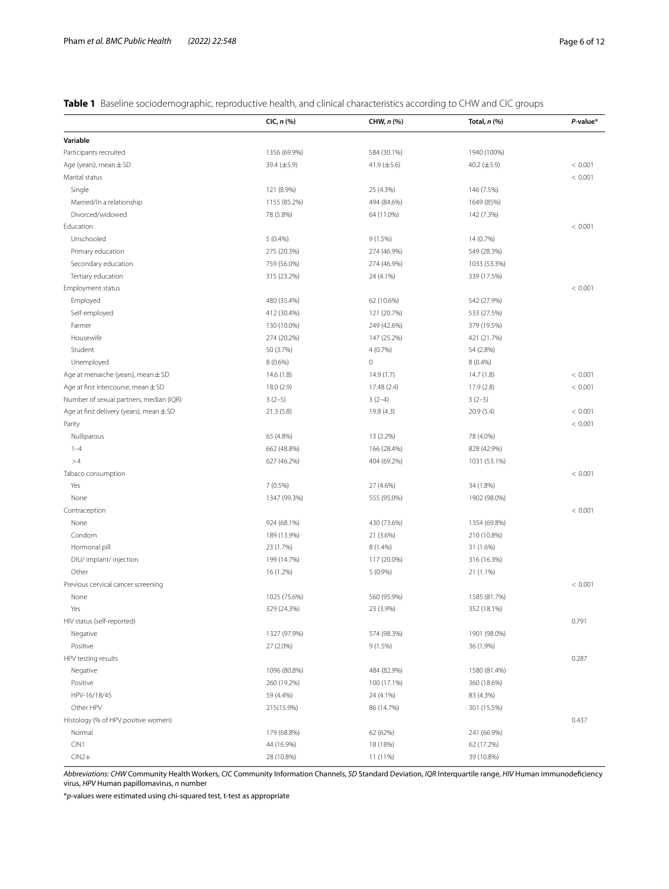**Table 1** Baseline sociodemographic, reproductive health, and clinical characteristics according to CHW and CIC groups

| | CIC, *n* (%) | CHW, *n* (%) | Total, *n* (%) | *P*-value* |
|---|---|---|---|---|
| **Variable** | | | | |
| Participants recruited | 1356 (69.9%) | 584 (30.1%) | 1940 (100%) | |
| Age (years), mean ± SD | 39.4 (±5.9) | 41.9 (±5.6) | 40.2 (±5.9) | < 0.001 |
| Marital status | | | | < 0.001 |
| Single | 121 (8.9%) | 25 (4.3%) | 146 (7.5%) | |
| Married/In a relationship | 1155 (85.2%) | 494 (84.6%) | 1649 (85%) | |
| Divorced/widowed | 78 (5.8%) | 64 (11.0%) | 142 (7.3%) | |
| Education | | | | < 0.001 |
| Unschooled | 5 (0.4%) | 9 (1.5%) | 14 (0.7%) | |
| Primary education | 275 (20.3%) | 274 (46.9%) | 549 (28.3%) | |
| Secondary education | 759 (56.0%) | 274 (46.9%) | 1033 (53.3%) | |
| Tertiary education | 315 (23.2%) | 24 (4.1%) | 339 (17.5%) | |
| Employment status | | | | < 0.001 |
| Employed | 480 (35.4%) | 62 (10.6%) | 542 (27.9%) | |
| Self-employed | 412 (30.4%) | 121 (20.7%) | 533 (27.5%) | |
| Farmer | 130 (10.0%) | 249 (42.6%) | 379 (19.5%) | |
| Housewife | 274 (20.2%) | 147 (25.2%) | 421 (21.7%) | |
| Student | 50 (3.7%) | 4 (0.7%) | 54 (2.8%) | |
| Unemployed | 8 (0.6%) | 0 | 8 (0.4%) | |
| Age at menarche (years), mean ± SD | 14.6 (1.8) | 14.9 (1.7) | 14.7 (1.8) | < 0.001 |
| Age at first intercourse, mean ± SD | 18.0 (2.9) | 17.48 (2.4) | 17.9 (2.8) | < 0.001 |
| Number of sexual partners, median (IQR) | 3 (2–5) | 3 (2–4) | 3 (2–5) | |
| Age at first delivery (years), mean ± SD | 21.3 (5.8) | 19.8 (4.3) | 20.9 (5.4) | < 0.001 |
| Parity | | | | < 0.001 |
| Nulliparous | 65 (4.8%) | 13 (2.2%) | 78 (4.0%) | |
| 1–4 | 662 (48.8%) | 166 (28.4%) | 828 (42.9%) | |
| > 4 | 627 (46.2%) | 404 (69.2%) | 1031 (53.1%) | |
| Tabaco consumption | | | | < 0.001 |
| Yes | 7 (0.5%) | 27 (4.6%) | 34 (1.8%) | |
| None | 1347 (99.3%) | 555 (95.0%) | 1902 (98.0%) | |
| Contraception | | | | < 0.001 |
| None | 924 (68.1%) | 430 (73.6%) | 1354 (69.8%) | |
| Condom | 189 (13.9%) | 21 (3.6%) | 210 (10.8%) | |
| Hormonal pill | 23 (1.7%) | 8 (1.4%) | 31 (1.6%) | |
| DIU/ implant/ injection | 199 (14.7%) | 117 (20.0%) | 316 (16.3%) | |
| Other | 16 (1.2%) | 5 (0.9%) | 21 (1.1%) | |
| Previous cervical cancer screening | | | | < 0.001 |
| None | 1025 (75.6%) | 560 (95.9%) | 1585 (81.7%) | |
| Yes | 329 (24.3%) | 23 (3.9%) | 352 (18.1%) | |
| HIV status (self-reported) | | | | 0.791 |
| Negative | 1327 (97.9%) | 574 (98.3%) | 1901 (98.0%) | |
| Positive | 27 (2.0%) | 9 (1.5%) | 36 (1.9%) | |
| HPV testing results | | | | 0.287 |
| Negative | 1096 (80.8%) | 484 (82.9%) | 1580 (81.4%) | |
| Positive | 260 (19.2%) | 100 (17.1%) | 360 (18.6%) | |
| HPV-16/18/45 | 59 (4.4%) | 24 (4.1%) | 83 (4.3%) | |
| Other HPV | 215(15.9%) | 86 (14.7%) | 301 (15.5%) | |
| Histology (% of HPV positive women) | | | | 0.437 |
| Normal | 179 (68.8%) | 62 (62%) | 241 (66.9%) | |
| CIN1 | 44 (16.9%) | 18 (18%) | 62 (17.2%) | |
| CIN2+ | 28 (10.8%) | 11 (11%) | 39 (10.8%) | |

*Abbreviations*: *CHW* Community Health Workers, *CIC* Community Information Channels, *SD* Standard Deviation, *IQR* Interquartile range, *HIV* Human immunodeficiency virus, *HPV* Human papillomavirus, *n* number

\**p*-values were estimated using chi-squared test, t-test as appropriate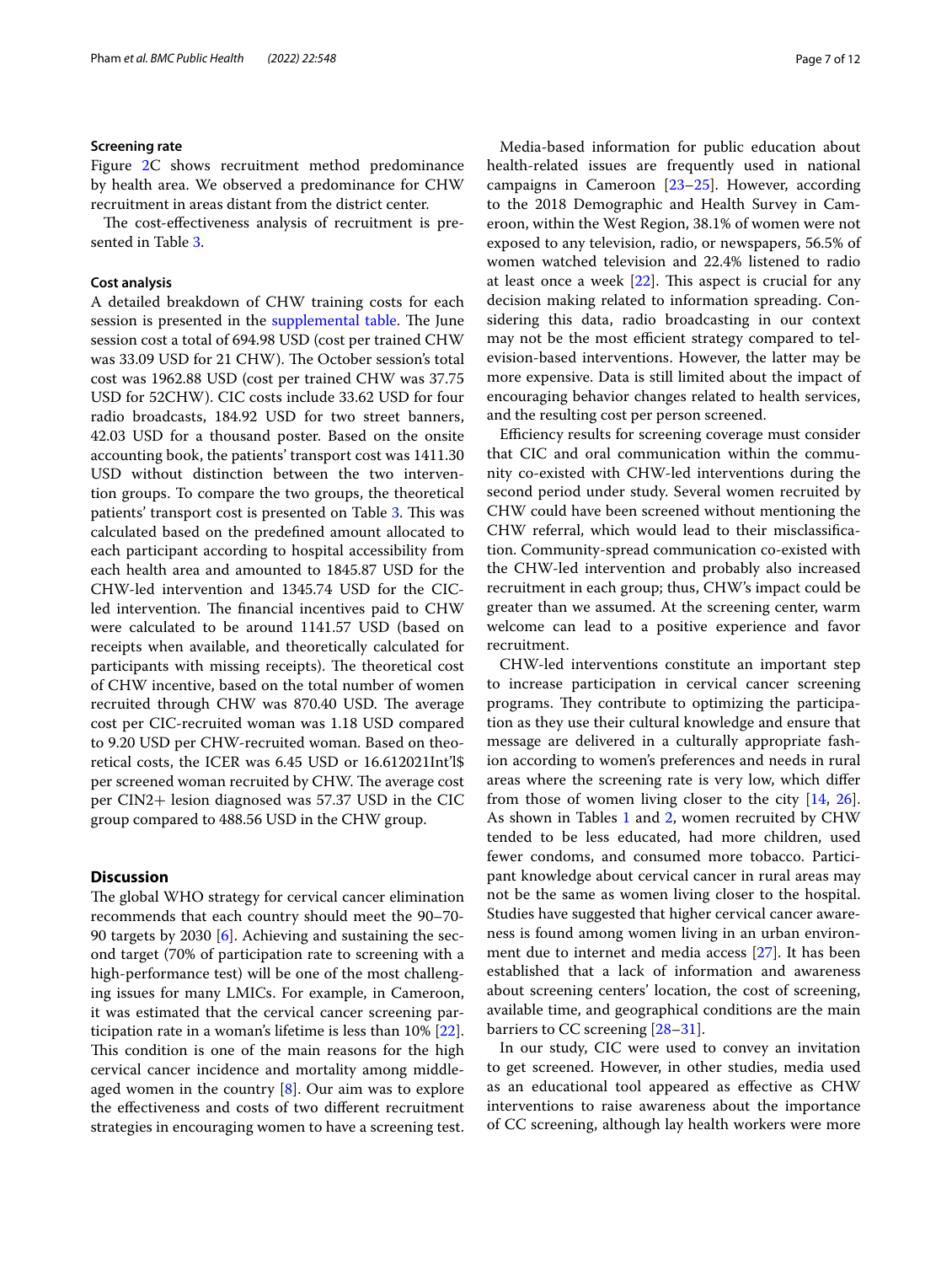### Screening rate

Figure 2C shows recruitment method predominance by health area. We observed a predominance for CHW recruitment in areas distant from the district center.

The cost-effectiveness analysis of recruitment is presented in Table 3.

### Cost analysis

A detailed breakdown of CHW training costs for each session is presented in the supplemental table. The June session cost a total of 694.98 USD (cost per trained CHW was 33.09 USD for 21 CHW). The October session's total cost was 1962.88 USD (cost per trained CHW was 37.75 USD for 52CHW). CIC costs include 33.62 USD for four radio broadcasts, 184.92 USD for two street banners, 42.03 USD for a thousand poster. Based on the onsite accounting book, the patients' transport cost was 1411.30 USD without distinction between the two intervention groups. To compare the two groups, the theoretical patients' transport cost is presented on Table 3. This was calculated based on the predefined amount allocated to each participant according to hospital accessibility from each health area and amounted to 1845.87 USD for the CHW-led intervention and 1345.74 USD for the CIC-led intervention. The financial incentives paid to CHW were calculated to be around 1141.57 USD (based on receipts when available, and theoretically calculated for participants with missing receipts). The theoretical cost of CHW incentive, based on the total number of women recruited through CHW was 870.40 USD. The average cost per CIC-recruited woman was 1.18 USD compared to 9.20 USD per CHW-recruited woman. Based on theoretical costs, the ICER was 6.45 USD or 16.612021Int'l$ per screened woman recruited by CHW. The average cost per CIN2+ lesion diagnosed was 57.37 USD in the CIC group compared to 488.56 USD in the CHW group.

## Discussion

The global WHO strategy for cervical cancer elimination recommends that each country should meet the 90–70-90 targets by 2030 [6]. Achieving and sustaining the second target (70% of participation rate to screening with a high-performance test) will be one of the most challenging issues for many LMICs. For example, in Cameroon, it was estimated that the cervical cancer screening participation rate in a woman's lifetime is less than 10% [22]. This condition is one of the main reasons for the high cervical cancer incidence and mortality among middle-aged women in the country [8]. Our aim was to explore the effectiveness and costs of two different recruitment strategies in encouraging women to have a screening test.

Media-based information for public education about health-related issues are frequently used in national campaigns in Cameroon [23–25]. However, according to the 2018 Demographic and Health Survey in Cameroon, within the West Region, 38.1% of women were not exposed to any television, radio, or newspapers, 56.5% of women watched television and 22.4% listened to radio at least once a week [22]. This aspect is crucial for any decision making related to information spreading. Considering this data, radio broadcasting in our context may not be the most efficient strategy compared to television-based interventions. However, the latter may be more expensive. Data is still limited about the impact of encouraging behavior changes related to health services, and the resulting cost per person screened.

Efficiency results for screening coverage must consider that CIC and oral communication within the community co-existed with CHW-led interventions during the second period under study. Several women recruited by CHW could have been screened without mentioning the CHW referral, which would lead to their misclassification. Community-spread communication co-existed with the CHW-led intervention and probably also increased recruitment in each group; thus, CHW's impact could be greater than we assumed. At the screening center, warm welcome can lead to a positive experience and favor recruitment.

CHW-led interventions constitute an important step to increase participation in cervical cancer screening programs. They contribute to optimizing the participation as they use their cultural knowledge and ensure that message are delivered in a culturally appropriate fashion according to women's preferences and needs in rural areas where the screening rate is very low, which differ from those of women living closer to the city [14, 26]. As shown in Tables 1 and 2, women recruited by CHW tended to be less educated, had more children, used fewer condoms, and consumed more tobacco. Participant knowledge about cervical cancer in rural areas may not be the same as women living closer to the hospital. Studies have suggested that higher cervical cancer awareness is found among women living in an urban environment due to internet and media access [27]. It has been established that a lack of information and awareness about screening centers' location, the cost of screening, available time, and geographical conditions are the main barriers to CC screening [28–31].

In our study, CIC were used to convey an invitation to get screened. However, in other studies, media used as an educational tool appeared as effective as CHW interventions to raise awareness about the importance of CC screening, although lay health workers were more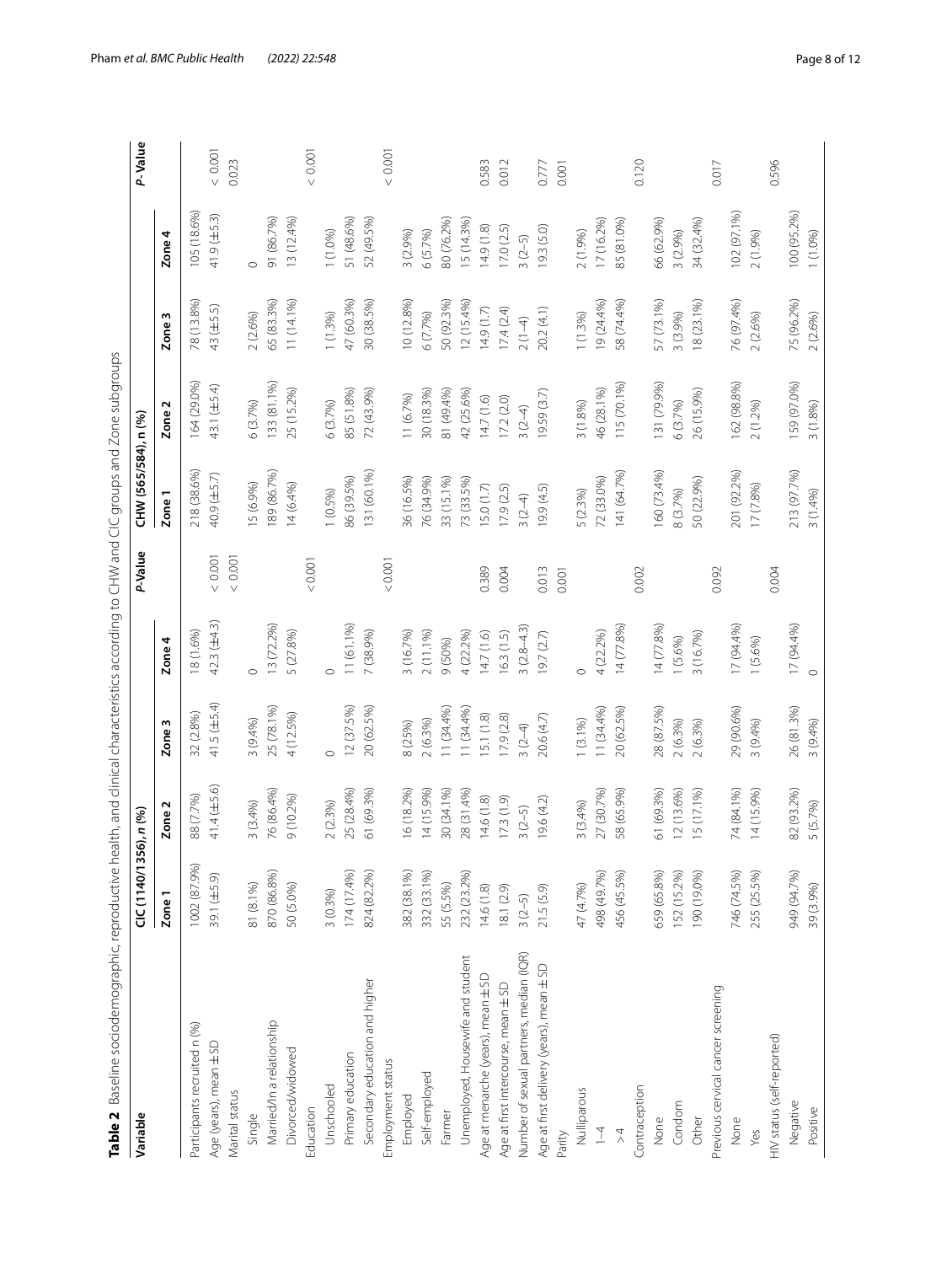**Table 2** Baseline sociodemographic, reproductive health, and clinical characteristics according to CHW and CIC groups and Zone subgroups

| Variable | CIC (1140/1356), n (%) | | | | P-Value | CHW (565/584), n (%) | | | | P-Value |
|---|---|---|---|---|---|---|---|---|---|---|
| | Zone 1 | Zone 2 | Zone 3 | Zone 4 | | Zone 1 | Zone 2 | Zone 3 | Zone 4 | |
| Participants recruited n (%) | 1002 (87.9%) | 88 (7.7%) | 32 (2.8%) | 18 (1.6%) | | 218 (38.6%) | 164 (29.0%) | 78 (13.8%) | 105 (18.6%) | |
| Age (years), mean ± SD | 39.1 (±5.9) | 41.4 (±5.6) | 41.5 (±5.4) | 42.3 (±4.3) | < 0.001 | 40.9 (±5.7) | 43.1 (±5.4) | 43 (±5.5) | 41.9 (±5.3) | < 0.001 |
| Marital status | | | | | < 0.001 | | | | | 0.023 |
| Single | 81 (8.1%) | 3 (3.4%) | 3 (9.4%) | 0 | | 15 (6.9%) | 6 (3.7%) | 2 (2.6%) | 0 | |
| Married/In a relationship | 870 (86.8%) | 76 (86.4%) | 25 (78.1%) | 13 (72.2%) | | 189 (86.7%) | 133 (81.1%) | 65 (83.3%) | 91 (86.7%) | |
| Divorced/widowed | 50 (5.0%) | 9 (10.2%) | 4 (12.5%) | 5 (27.8%) | | 14 (6.4%) | 25 (15.2%) | 11 (14.1%) | 13 (12.4%) | |
| Education | | | | | <0.001 | | | | | < 0.001 |
| Unschooled | 3 (0.3%) | 2 (2.3%) | 0 | 0 | | 1 (0.5%) | 6 (3.7%) | 1 (1.3%) | 1 (1.0%) | |
| Primary education | 174 (17.4%) | 25 (28.4%) | 12 (37.5%) | 11 (61.1%) | | 86 (39.5%) | 85 (51.8%) | 47 (60.3%) | 51 (48.6%) | |
| Secondary education and higher | 824 (82.2%) | 61 (69.3%) | 20 (62.5%) | 7 (38.9%) | | 131 (60.1%) | 72 (43.9%) | 30 (38.5%) | 52 (49.5%) | |
| Employment status | | | | | <0.001 | | | | | < 0.001 |
| Employed | 382 (38.1%) | 16 (18.2%) | 8 (25%) | 3 (16.7%) | | 36 (16.5%) | 11 (6.7%) | 10 (12.8%) | 3 (2.9%) | |
| Self-employed | 332 (33.1%) | 14 (15.9%) | 2 (6.3%) | 2 (11.1%) | | 76 (34.9%) | 30 (18.3%) | 6 (7.7%) | 6 (5.7%) | |
| Farmer | 55 (5.5%) | 30 (34.1%) | 11 (34.4%) | 9 (50%) | | 33 (15.1%) | 81 (49.4%) | 50 (92.3%) | 80 (76.2%) | |
| Unemployed, Housewife and student | 232 (23.2%) | 28 (31.4%) | 11 (34.4%) | 4 (22.2%) | | 73 (33.5%) | 42 (25.6%) | 12 (15.4%) | 15 (14.3%) | |
| Age at menarche (years), mean ± SD | 14.6 (1.8) | 14.6 (1.8) | 15.1 (1.8) | 14.7 (1.6) | 0.389 | 15.0 (1.7) | 14.7 (1.6) | 14.9 (1.7) | 14.9 (1.8) | 0.583 |
| Age at first intercourse, mean ± SD | 18.1 (2.9) | 17.3 (1.9) | 17.9 (2.8) | 16.3 (1.5) | 0.004 | 17.9 (2.5) | 17.2 (2.0) | 17.4 (2.4) | 17.0 (2.5) | 0.012 |
| Number of sexual partners, median (IQR) | 3 (2–5) | 3 (2–5) | 3 (2–4) | 3 (2.8–4.3) | | 3 (2–4) | 3 (2–4) | 2 (1–4) | 3 (2–5) | |
| Age at first delivery (years), mean ± SD | 21.5 (5.9) | 19.6 (4.2) | 20.6 (4.7) | 19.7 (2.7) | 0.013 | 19.9 (4.5) | 19.59 (3.7) | 20.2 (4.1) | 19.3 (5.0) | 0.777 |
| Parity | | | | | 0.001 | | | | | 0.001 |
| Nulliparous | 47 (4.7%) | 3 (3.4%) | 1 (3.1%) | 0 | | 5 (2.3%) | 3 (1.8%) | 1 (1.3%) | 2 (1.9%) | |
| 1–4 | 498 (49.7%) | 27 (30.7%) | 11 (34.4%) | 4 (22.2%) | | 72 (33.0%) | 46 (28.1%) | 19 (24.4%) | 17 (16.2%) | |
| > 4 | 456 (45.5%) | 58 (65.9%) | 20 (62.5%) | 14 (77.8%) | | 141 (64.7%) | 115 (70.1%) | 58 (74.4%) | 85 (81.0%) | |
| Contraception | | | | | 0.002 | | | | | 0.120 |
| None | 659 (65.8%) | 61 (69.3%) | 28 (87.5%) | 14 (77.8%) | | 160 (73.4%) | 131 (79.9%) | 57 (73.1%) | 66 (62.9%) | |
| Condom | 152 (15.2%) | 12 (13.6%) | 2 (6.3%) | 1 (5.6%) | | 8 (3.7%) | 6 (3.7%) | 3 (3.9%) | 3 (2.9%) | |
| Other | 190 (19.0%) | 15 (17.1%) | 2 (6.3%) | 3 (16.7%) | | 50 (22.9%) | 26 (15.9%) | 18 (23.1%) | 34 (32.4%) | |
| Previous cervical cancer screening | | | | | 0.092 | | | | | 0.017 |
| None | 746 (74.5%) | 74 (84.1%) | 29 (90.6%) | 17 (94.4%) | | 201 (92.2%) | 162 (98.8%) | 76 (97.4%) | 102 (97.1%) | |
| Yes | 255 (25.5%) | 14 (15.9%) | 3 (9.4%) | 1 (5.6%) | | 17 (7.8%) | 2 (1.2%) | 2 (2.6%) | 2 (1.9%) | |
| HIV status (self-reported) | | | | | 0.004 | | | | | 0.596 |
| Negative | 949 (94.7%) | 82 (93.2%) | 26 (81.3%) | 17 (94.4%) | | 213 (97.7%) | 159 (97.0%) | 75 (96.2%) | 100 (95.2%) | |
| Positive | 39 (3.9%) | 5 (5.7%) | 3 (9.4%) | 0 | | 3 (1.4%) | 3 (1.8%) | 2 (2.6%) | 1 (1.0%) | |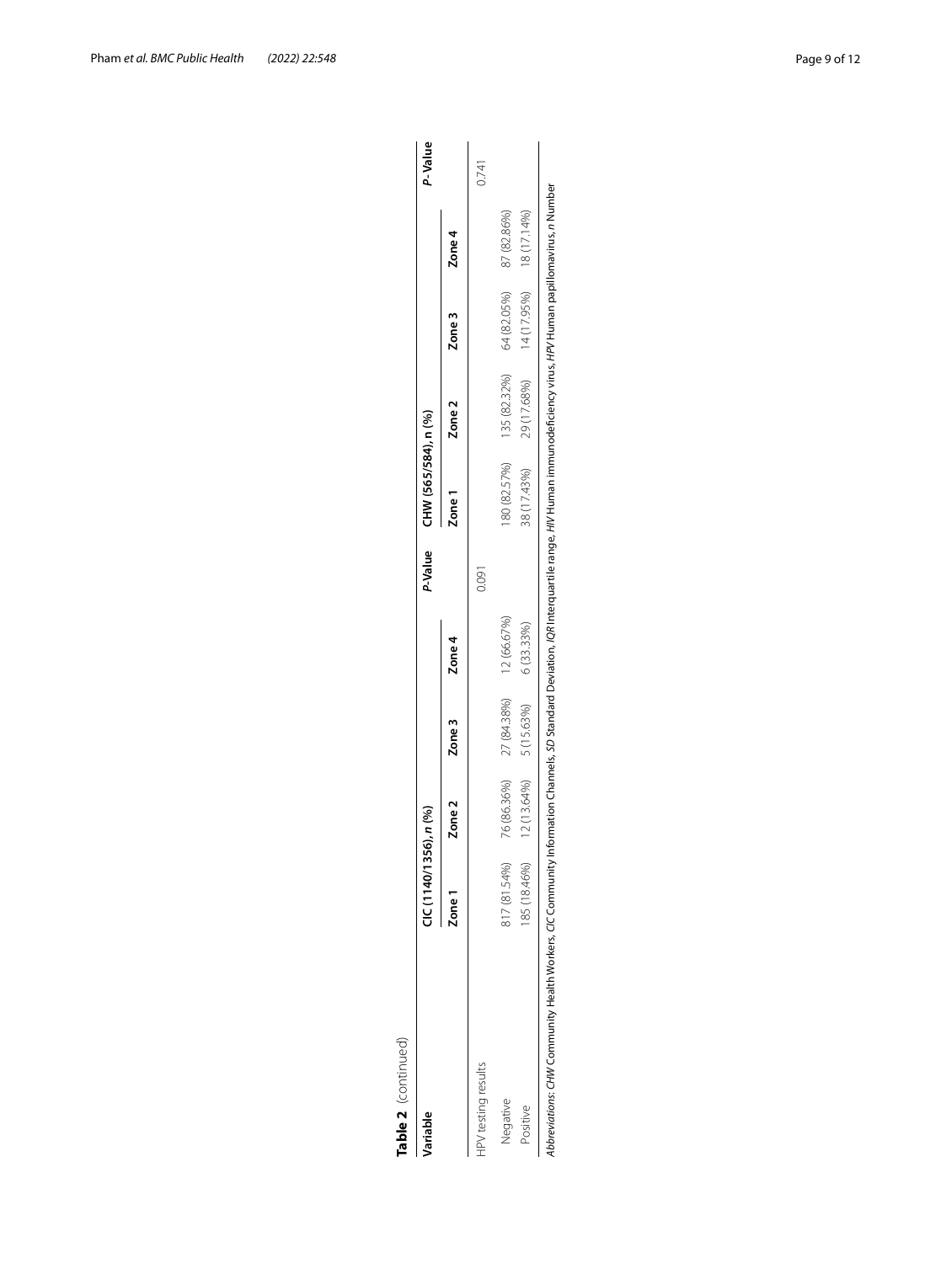**Table 2** (continued)

| Variable | CIC (1140/1356), *n* (%) | | | | *P*-Value | CHW (565/584), n (%) | | | | *P*- Value |
|---|---|---|---|---|---|---|---|---|---|---|
| | Zone 1 | Zone 2 | Zone 3 | Zone 4 | | Zone 1 | Zone 2 | Zone 3 | Zone 4 | |
| HPV testing results | | | | | 0.091 | | | | | 0.741 |
| Negative | 817 (81.54%) | 76 (86.36%) | 27 (84.38%) | 12 (66.67%) | | 180 (82.57%) | 135 (82.32%) | 64 (82.05%) | 87 (82.86%) | |
| Positive | 185 (18.46%) | 12 (13.64%) | 5 (15.63%) | 6 (33.33%) | | 38 (17.43%) | 29 (17.68%) | 14 (17.95%) | 18 (17.14%) | |

*Abbreviations*: *CHW* Community Health Workers, *CIC* Community Information Channels, *SD* Standard Deviation, *IQR* Interquartile range, *HIV* Human immunodeficiency virus, *HPV* Human papillomavirus, *n* Number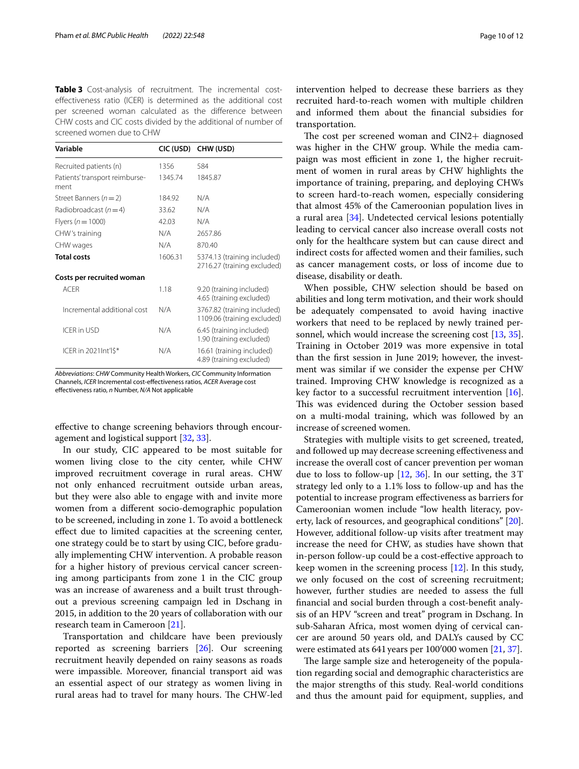**Table 3** Cost-analysis of recruitment. The incremental cost-effectiveness ratio (ICER) is determined as the additional cost per screened woman calculated as the difference between CHW costs and CIC costs divided by the additional of number of screened women due to CHW

| Variable | CIC (USD) | CHW (USD) |
|---|---|---|
| Recruited patients (n) | 1356 | 584 |
| Patients' transport reimbursement | 1345.74 | 1845.87 |
| Street Banners (n = 2) | 184.92 | N/A |
| Radiobroadcast (n = 4) | 33.62 | N/A |
| Flyers (n = 1000) | 42.03 | N/A |
| CHW's training | N/A | 2657.86 |
| CHW wages | N/A | 870.40 |
| **Total costs** | 1606.31 | 5374.13 (training included) 2716.27 (training excluded) |
| **Costs per recruited woman** | | |
| ACER | 1.18 | 9.20 (training included) 4.65 (training excluded) |
| Incremental additional cost | N/A | 3767.82 (training included) 1109.06 (training excluded) |
| ICER in USD | N/A | 6.45 (training included) 1.90 (training excluded) |
| ICER in 2021Int'l$* | N/A | 16.61 (training included) 4.89 (training excluded) |

*Abbreviations*: *CHW* Community Health Workers, *CIC* Community Information Channels, *ICER* Incremental cost-effectiveness ratios, *ACER* Average cost effectiveness ratio, *n* Number, *N/A* Not applicable

effective to change screening behaviors through encouragement and logistical support [32, 33].

In our study, CIC appeared to be most suitable for women living close to the city center, while CHW improved recruitment coverage in rural areas. CHW not only enhanced recruitment outside urban areas, but they were also able to engage with and invite more women from a different socio-demographic population to be screened, including in zone 1. To avoid a bottleneck effect due to limited capacities at the screening center, one strategy could be to start by using CIC, before gradually implementing CHW intervention. A probable reason for a higher history of previous cervical cancer screening among participants from zone 1 in the CIC group was an increase of awareness and a built trust throughout a previous screening campaign led in Dschang in 2015, in addition to the 20 years of collaboration with our research team in Cameroon [21].

Transportation and childcare have been previously reported as screening barriers [26]. Our screening recruitment heavily depended on rainy seasons as roads were impassible. Moreover, financial transport aid was an essential aspect of our strategy as women living in rural areas had to travel for many hours. The CHW-led intervention helped to decrease these barriers as they recruited hard-to-reach women with multiple children and informed them about the financial subsidies for transportation.

The cost per screened woman and CIN2+ diagnosed was higher in the CHW group. While the media campaign was most efficient in zone 1, the higher recruitment of women in rural areas by CHW highlights the importance of training, preparing, and deploying CHWs to screen hard-to-reach women, especially considering that almost 45% of the Cameroonian population lives in a rural area [34]. Undetected cervical lesions potentially leading to cervical cancer also increase overall costs not only for the healthcare system but can cause direct and indirect costs for affected women and their families, such as cancer management costs, or loss of income due to disease, disability or death.

When possible, CHW selection should be based on abilities and long term motivation, and their work should be adequately compensated to avoid having inactive workers that need to be replaced by newly trained personnel, which would increase the screening cost [13, 35]. Training in October 2019 was more expensive in total than the first session in June 2019; however, the investment was similar if we consider the expense per CHW trained. Improving CHW knowledge is recognized as a key factor to a successful recruitment intervention [16]. This was evidenced during the October session based on a multi-modal training, which was followed by an increase of screened women.

Strategies with multiple visits to get screened, treated, and followed up may decrease screening effectiveness and increase the overall cost of cancer prevention per woman due to loss to follow-up [12, 36]. In our setting, the 3T strategy led only to a 1.1% loss to follow-up and has the potential to increase program effectiveness as barriers for Cameroonian women include "low health literacy, poverty, lack of resources, and geographical conditions" [20]. However, additional follow-up visits after treatment may increase the need for CHW, as studies have shown that in-person follow-up could be a cost-effective approach to keep women in the screening process [12]. In this study, we only focused on the cost of screening recruitment; however, further studies are needed to assess the full financial and social burden through a cost-benefit analysis of an HPV "screen and treat" program in Dschang. In sub-Saharan Africa, most women dying of cervical cancer are around 50 years old, and DALYs caused by CC were estimated ats 641 years per 100′000 women [21, 37].

The large sample size and heterogeneity of the population regarding social and demographic characteristics are the major strengths of this study. Real-world conditions and thus the amount paid for equipment, supplies, and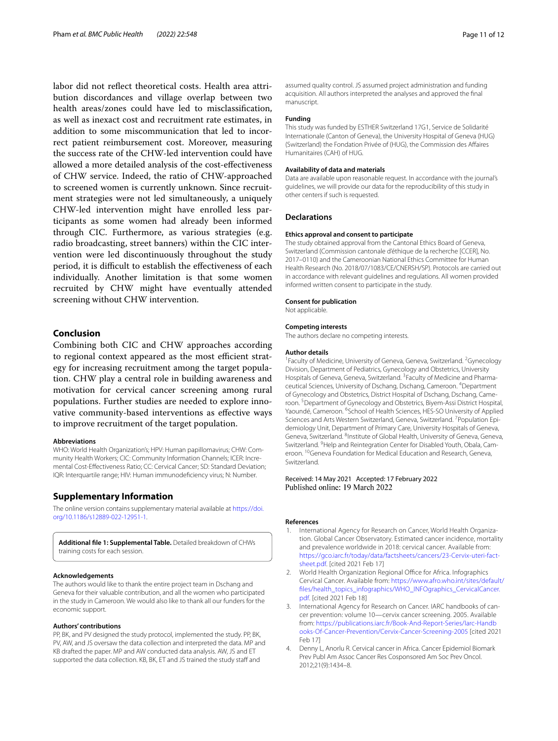labor did not reflect theoretical costs. Health area attribution discordances and village overlap between two health areas/zones could have led to misclassification, as well as inexact cost and recruitment rate estimates, in addition to some miscommunication that led to incorrect patient reimbursement cost. Moreover, measuring the success rate of the CHW-led intervention could have allowed a more detailed analysis of the cost-effectiveness of CHW service. Indeed, the ratio of CHW-approached to screened women is currently unknown. Since recruitment strategies were not led simultaneously, a uniquely CHW-led intervention might have enrolled less participants as some women had already been informed through CIC. Furthermore, as various strategies (e.g. radio broadcasting, street banners) within the CIC intervention were led discontinuously throughout the study period, it is difficult to establish the effectiveness of each individually. Another limitation is that some women recruited by CHW might have eventually attended screening without CHW intervention.

## Conclusion

Combining both CIC and CHW approaches according to regional context appeared as the most efficient strategy for increasing recruitment among the target population. CHW play a central role in building awareness and motivation for cervical cancer screening among rural populations. Further studies are needed to explore innovative community-based interventions as effective ways to improve recruitment of the target population.

#### Abbreviations

WHO: World Health Organization's; HPV: Human papillomavirus; CHW: Community Health Workers; CIC: Community Information Channels; ICER: Incremental Cost-Effectiveness Ratio; CC: Cervical Cancer; SD: Standard Deviation; IQR: Interquartile range; HIV: Human immunodeficiency virus; N: Number.

## Supplementary Information

The online version contains supplementary material available at https://doi.org/10.1186/s12889-022-12951-1.

**Additional file 1: Supplemental Table.** Detailed breakdown of CHWs training costs for each session.

#### Acknowledgements

The authors would like to thank the entire project team in Dschang and Geneva for their valuable contribution, and all the women who participated in the study in Cameroon. We would also like to thank all our funders for the economic support.

#### Authors' contributions

PP, BK, and PV designed the study protocol, implemented the study. PP, BK, PV, AW, and JS oversaw the data collection and interpreted the data. MP and KB drafted the paper. MP and AW conducted data analysis. AW, JS and ET supported the data collection. KB, BK, ET and JS trained the study staff and assumed quality control. JS assumed project administration and funding acquisition. All authors interpreted the analyses and approved the final manuscript.

#### Funding

This study was funded by ESTHER Switzerland 17G1, Service de Solidarité Internationale (Canton of Geneva), the University Hospital of Geneva (HUG) (Switzerland) the Fondation Privée of (HUG), the Commission des Affaires Humanitaires (CAH) of HUG.

#### Availability of data and materials

Data are available upon reasonable request. In accordance with the journal's guidelines, we will provide our data for the reproducibility of this study in other centers if such is requested.

## Declarations

#### Ethics approval and consent to participate

The study obtained approval from the Cantonal Ethics Board of Geneva, Switzerland (Commission cantonale d'éthique de la recherche [CCER], No. 2017–0110) and the Cameroonian National Ethics Committee for Human Health Research (No. 2018/07/1083/CE/CNERSH/SP). Protocols are carried out in accordance with relevant guidelines and regulations. All women provided informed written consent to participate in the study.

#### Consent for publication

Not applicable.

#### Competing interests

The authors declare no competing interests.

#### Author details

[1]Faculty of Medicine, University of Geneva, Geneva, Switzerland. [2]Gynecology Division, Department of Pediatrics, Gynecology and Obstetrics, University Hospitals of Geneva, Geneva, Switzerland. [3]Faculty of Medicine and Pharmaceutical Sciences, University of Dschang, Dschang, Cameroon. [4]Department of Gynecology and Obstetrics, District Hospital of Dschang, Dschang, Cameroon. [5]Department of Gynecology and Obstetrics, Biyem-Assi District Hospital, Yaoundé, Cameroon. [6]School of Health Sciences, HES-SO University of Applied Sciences and Arts Western Switzerland, Geneva, Switzerland. [7]Population Epidemiology Unit, Department of Primary Care, University Hospitals of Geneva, Geneva, Switzerland. [8]Institute of Global Health, University of Geneva, Geneva, Switzerland. [9]Help and Reintegration Center for Disabled Youth, Obala, Cameroon. [10]Geneva Foundation for Medical Education and Research, Geneva, Switzerland.

Received: 14 May 2021 Accepted: 17 February 2022
Published online: 19 March 2022

#### References

1. International Agency for Research on Cancer, World Health Organization. Global Cancer Observatory. Estimated cancer incidence, mortality and prevalence worldwide in 2018: cervical cancer. Available from: https://gco.iarc.fr/today/data/factsheets/cancers/23-Cervix-uteri-fact-sheet.pdf. [cited 2021 Feb 17]
2. World Health Organization Regional Office for Africa. Infographics Cervical Cancer. Available from: https://www.afro.who.int/sites/default/files/health_topics_infographics/WHO_INFOgraphics_CervicalCancer.pdf. [cited 2021 Feb 18]
3. International Agency for Research on Cancer. IARC handbooks of cancer prevention: volume 10—cervix cancer screening. 2005. Available from: https://publications.iarc.fr/Book-And-Report-Series/Iarc-Handbooks-Of-Cancer-Prevention/Cervix-Cancer-Screening-2005 [cited 2021 Feb 17]
4. Denny L, Anorlu R. Cervical cancer in Africa. Cancer Epidemiol Biomark Prev Publ Am Assoc Cancer Res Cosponsored Am Soc Prev Oncol. 2012;21(9):1434–8.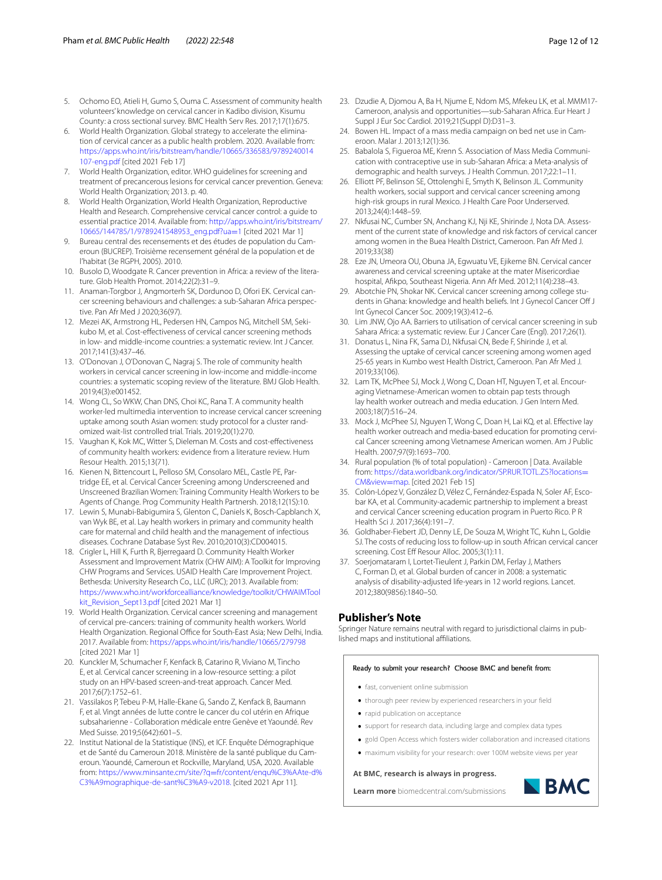5. Ochomo EO, Atieli H, Gumo S, Ouma C. Assessment of community health volunteers' knowledge on cervical cancer in Kadibo division, Kisumu County: a cross sectional survey. BMC Health Serv Res. 2017;17(1):675.
6. World Health Organization. Global strategy to accelerate the elimination of cervical cancer as a public health problem. 2020. Available from: https://apps.who.int/iris/bitstream/handle/10665/336583/9789240014107-eng.pdf [cited 2021 Feb 17]
7. World Health Organization, editor. WHO guidelines for screening and treatment of precancerous lesions for cervical cancer prevention. Geneva: World Health Organization; 2013. p. 40.
8. World Health Organization, World Health Organization, Reproductive Health and Research. Comprehensive cervical cancer control: a guide to essential practice 2014. Available from: http://apps.who.int/iris/bitstream/10665/144785/1/9789241548953_eng.pdf?ua=1 [cited 2021 Mar 1]
9. Bureau central des recensements et des études de population du Cameroun (BUCREP). Troisième recensement général de la population et de l'habitat (3e RGPH, 2005). 2010.
10. Busolo D, Woodgate R. Cancer prevention in Africa: a review of the literature. Glob Health Promot. 2014;22(2):31–9.
11. Anaman-Torgbor J, Angmorterh SK, Dordunoo D, Ofori EK. Cervical cancer screening behaviours and challenges: a sub-Saharan Africa perspective. Pan Afr Med J 2020;36(97).
12. Mezei AK, Armstrong HL, Pedersen HN, Campos NG, Mitchell SM, Sekikubo M, et al. Cost-effectiveness of cervical cancer screening methods in low- and middle-income countries: a systematic review. Int J Cancer. 2017;141(3):437–46.
13. O'Donovan J, O'Donovan C, Nagraj S. The role of community health workers in cervical cancer screening in low-income and middle-income countries: a systematic scoping review of the literature. BMJ Glob Health. 2019;4(3):e001452.
14. Wong CL, So WKW, Chan DNS, Choi KC, Rana T. A community health worker-led multimedia intervention to increase cervical cancer screening uptake among south Asian women: study protocol for a cluster randomized wait-list controlled trial. Trials. 2019;20(1):270.
15. Vaughan K, Kok MC, Witter S, Dieleman M. Costs and cost-effectiveness of community health workers: evidence from a literature review. Hum Resour Health. 2015;13(71).
16. Kienen N, Bittencourt L, Pelloso SM, Consolaro MEL, Castle PE, Partridge EE, et al. Cervical Cancer Screening among Underscreened and Unscreened Brazilian Women: Training Community Health Workers to be Agents of Change. Prog Community Health Partnersh. 2018;12(1S):10.
17. Lewin S, Munabi-Babigumira S, Glenton C, Daniels K, Bosch-Capblanch X, van Wyk BE, et al. Lay health workers in primary and community health care for maternal and child health and the management of infectious diseases. Cochrane Database Syst Rev. 2010;2010(3):CD004015.
18. Crigler L, Hill K, Furth R, Bjerregaard D. Community Health Worker Assessment and Improvement Matrix (CHW AIM): A Toolkit for Improving CHW Programs and Services. USAID Health Care Improvement Project. Bethesda: University Research Co., LLC (URC); 2013. Available from: https://www.who.int/workforcealliance/knowledge/toolkit/CHWAIMToolkit_Revision_Sept13.pdf [cited 2021 Mar 1]
19. World Health Organization. Cervical cancer screening and management of cervical pre-cancers: training of community health workers. World Health Organization. Regional Office for South-East Asia; New Delhi, India. 2017. Available from: https://apps.who.int/iris/handle/10665/279798 [cited 2021 Mar 1]
20. Kunckler M, Schumacher F, Kenfack B, Catarino R, Viviano M, Tincho E, et al. Cervical cancer screening in a low-resource setting: a pilot study on an HPV-based screen-and-treat approach. Cancer Med. 2017;6(7):1752–61.
21. Vassilakos P, Tebeu P-M, Halle-Ekane G, Sando Z, Kenfack B, Baumann F, et al. Vingt années de lutte contre le cancer du col utérin en Afrique subsaharienne - Collaboration médicale entre Genève et Yaoundé. Rev Med Suisse. 2019;5(642):601–5.
22. Institut National de la Statistique (INS), et ICF. Enquête Démographique et de Santé du Cameroun 2018. Ministère de la santé publique du Cameroun. Yaoundé, Cameroun et Rockville, Maryland, USA, 2020. Available from: https://www.minsante.cm/site/?q=fr/content/enqu%C3%AAte-d%C3%A9mographique-de-sant%C3%A9-v2018. [cited 2021 Apr 11].
23. Dzudie A, Djomou A, Ba H, Njume E, Ndom MS, Mfekeu LK, et al. MMM17-Cameroon, analysis and opportunities—sub-Saharan Africa. Eur Heart J Suppl J Eur Soc Cardiol. 2019;21(Suppl D):D31–3.
24. Bowen HL. Impact of a mass media campaign on bed net use in Cameroon. Malar J. 2013;12(1):36.
25. Babalola S, Figueroa ME, Krenn S. Association of Mass Media Communication with contraceptive use in sub-Saharan Africa: a Meta-analysis of demographic and health surveys. J Health Commun. 2017;22:1–11.
26. Elliott PF, Belinson SE, Ottolenghi E, Smyth K, Belinson JL. Community health workers, social support and cervical cancer screening among high-risk groups in rural Mexico. J Health Care Poor Underserved. 2013;24(4):1448–59.
27. Nkfusai NC, Cumber SN, Anchang KJ, Nji KE, Shirinde J, Nota DA. Assessment of the current state of knowledge and risk factors of cervical cancer among women in the Buea Health District, Cameroon. Pan Afr Med J. 2019;33(38)
28. Eze JN, Umeora OU, Obuna JA, Egwuatu VE, Ejikeme BN. Cervical cancer awareness and cervical screening uptake at the mater Misericordiae hospital, Afikpo, Southeast Nigeria. Ann Afr Med. 2012;11(4):238–43.
29. Abotchie PN, Shokar NK. Cervical cancer screening among college students in Ghana: knowledge and health beliefs. Int J Gynecol Cancer Off J Int Gynecol Cancer Soc. 2009;19(3):412–6.
30. Lim JNW, Ojo AA. Barriers to utilisation of cervical cancer screening in sub Sahara Africa: a systematic review. Eur J Cancer Care (Engl). 2017;26(1).
31. Donatus L, Nina FK, Sama DJ, Nkfusai CN, Bede F, Shirinde J, et al. Assessing the uptake of cervical cancer screening among women aged 25-65 years in Kumbo west Health District, Cameroon. Pan Afr Med J. 2019;33(106).
32. Lam TK, McPhee SJ, Mock J, Wong C, Doan HT, Nguyen T, et al. Encouraging Vietnamese-American women to obtain pap tests through lay health worker outreach and media education. J Gen Intern Med. 2003;18(7):516–24.
33. Mock J, McPhee SJ, Nguyen T, Wong C, Doan H, Lai KQ, et al. Effective lay health worker outreach and media-based education for promoting cervical Cancer screening among Vietnamese American women. Am J Public Health. 2007;97(9):1693–700.
34. Rural population (% of total population) - Cameroon | Data. Available from: https://data.worldbank.org/indicator/SP.RUR.TOTL.ZS?locations=CM&view=map. [cited 2021 Feb 15]
35. Colón-López V, González D, Vélez C, Fernández-Espada N, Soler AF, Escobar KA, et al. Community-academic partnership to implement a breast and cervical Cancer screening education program in Puerto Rico. P R Health Sci J. 2017;36(4):191–7.
36. Goldhaber-Fiebert JD, Denny LE, De Souza M, Wright TC, Kuhn L, Goldie SJ. The costs of reducing loss to follow-up in south African cervical cancer screening. Cost Eff Resour Alloc. 2005;3(1):11.
37. Soerjomataram I, Lortet-Tieulent J, Parkin DM, Ferlay J, Mathers C, Forman D, et al. Global burden of cancer in 2008: a systematic analysis of disability-adjusted life-years in 12 world regions. Lancet. 2012;380(9856):1840–50.

## Publisher's Note

Springer Nature remains neutral with regard to jurisdictional claims in published maps and institutional affiliations.